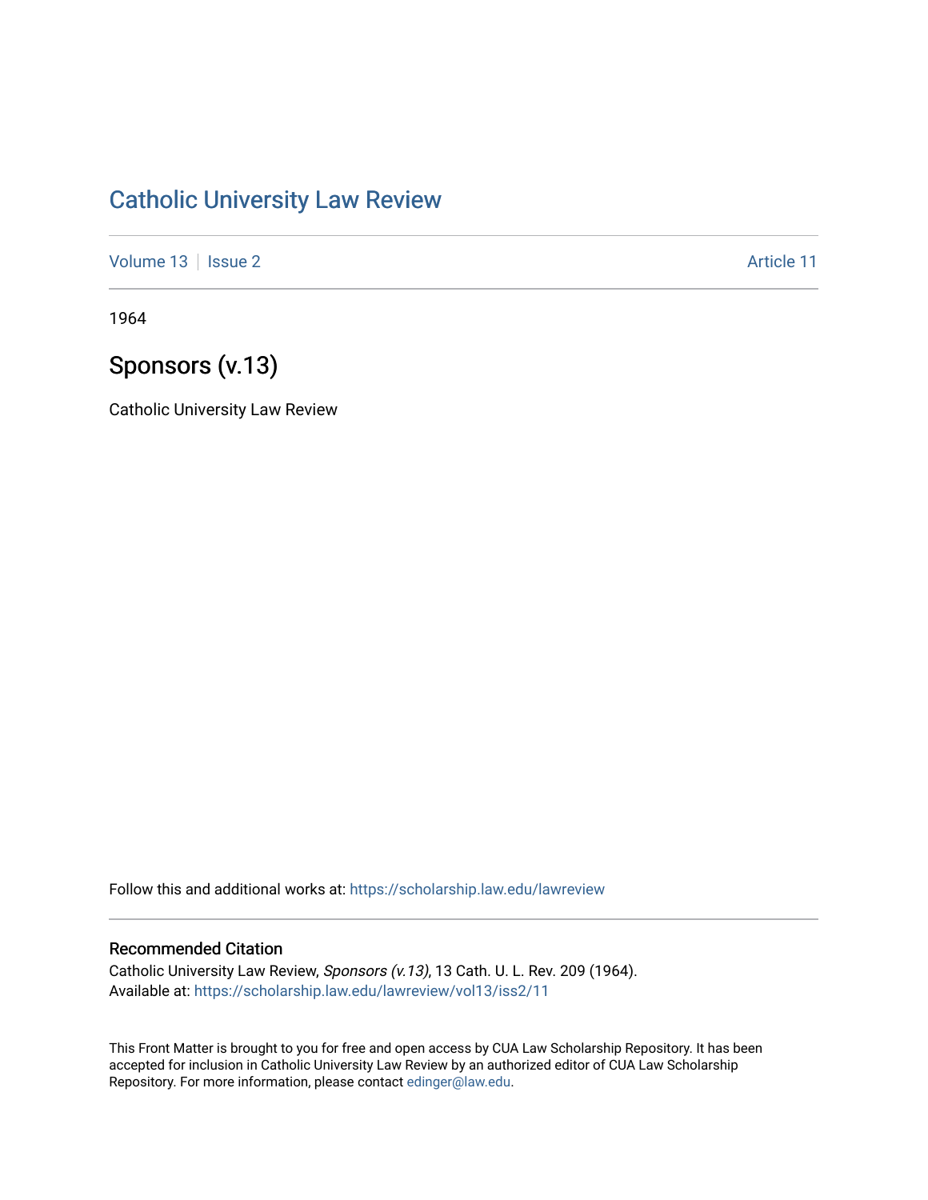# Catholic University Law Review

Volume 13 | Issue 2 | Article 11

1964

## Sponsors (v.13)

Catholic University Law Review

Follow this and additional works at: https://scholarship.law.edu/lawreview

### Recommended Citation

Catholic University Law Review, *Sponsors (v.13)*, 13 Cath. U. L. Rev. 209 (1964).
Available at: https://scholarship.law.edu/lawreview/vol13/iss2/11

This Front Matter is brought to you for free and open access by CUA Law Scholarship Repository. It has been accepted for inclusion in Catholic University Law Review by an authorized editor of CUA Law Scholarship Repository. For more information, please contact edinger@law.edu.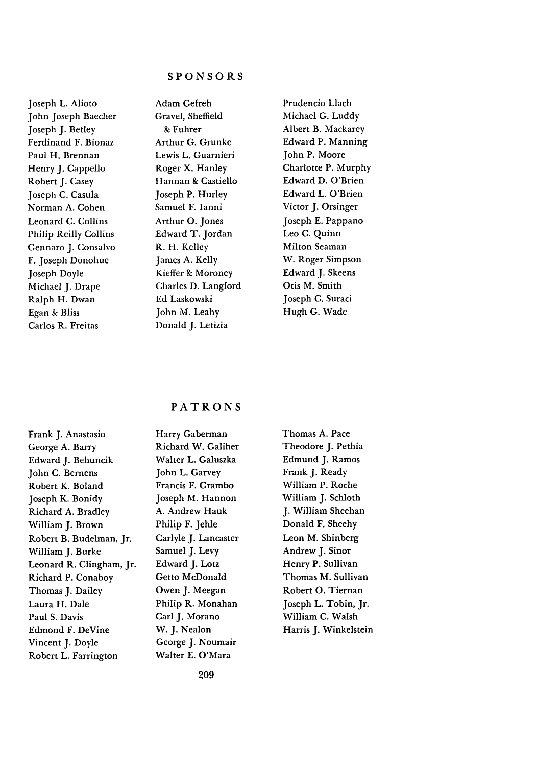## SPONSORS

Joseph L. Alioto
John Joseph Baecher
Joseph J. Betley
Ferdinand F. Bionaz
Paul H. Brennan
Henry J. Cappello
Robert J. Casey
Joseph C. Casula
Norman A. Cohen
Leonard C. Collins
Philip Reilly Collins
Gennaro J. Consalvo
F. Joseph Donohue
Joseph Doyle
Michael J. Drape
Ralph H. Dwan
Egan & Bliss
Carlos R. Freitas
Adam Gefreh
Gravel, Sheffield & Fuhrer
Arthur G. Grunke
Lewis L. Guarnieri
Roger X. Hanley
Hannan & Castiello
Joseph P. Hurley
Samuel F. Ianni
Arthur O. Jones
Edward T. Jordan
R. H. Kelley
James A. Kelly
Kieffer & Moroney
Charles D. Langford
Ed Laskowski
John M. Leahy
Donald J. Letizia
Prudencio Llach
Michael G. Luddy
Albert B. Mackarey
Edward P. Manning
John P. Moore
Charlotte P. Murphy
Edward D. O'Brien
Edward L. O'Brien
Victor J. Orsinger
Joseph E. Pappano
Leo C. Quinn
Milton Seaman
W. Roger Simpson
Edward J. Skeens
Otis M. Smith
Joseph C. Suraci
Hugh G. Wade

## PATRONS

Frank J. Anastasio
George A. Barry
Edward J. Behuncik
John C. Bernens
Robert K. Boland
Joseph K. Bonidy
Richard A. Bradley
William J. Brown
Robert B. Budelman, Jr.
William J. Burke
Leonard R. Clingham, Jr.
Richard P. Conaboy
Thomas J. Dailey
Laura H. Dale
Paul S. Davis
Edmond F. DeVine
Vincent J. Doyle
Robert L. Farrington
Harry Gaberman
Richard W. Galiher
Walter L. Galuszka
John L. Garvey
Francis F. Grambo
Joseph M. Hannon
A. Andrew Hauk
Philip F. Jehle
Carlyle J. Lancaster
Samuel J. Levy
Edward J. Lotz
Getto McDonald
Owen J. Meegan
Philip R. Monahan
Carl J. Morano
W. J. Nealon
George J. Noumair
Walter E. O'Mara
Thomas A. Pace
Theodore J. Pethia
Edmund J. Ramos
Frank J. Ready
William P. Roche
William J. Schloth
J. William Sheehan
Donald F. Sheehy
Leon M. Shinberg
Andrew J. Sinor
Henry P. Sullivan
Thomas M. Sullivan
Robert O. Tiernan
Joseph L. Tobin, Jr.
William C. Walsh
Harris J. Winkelstein